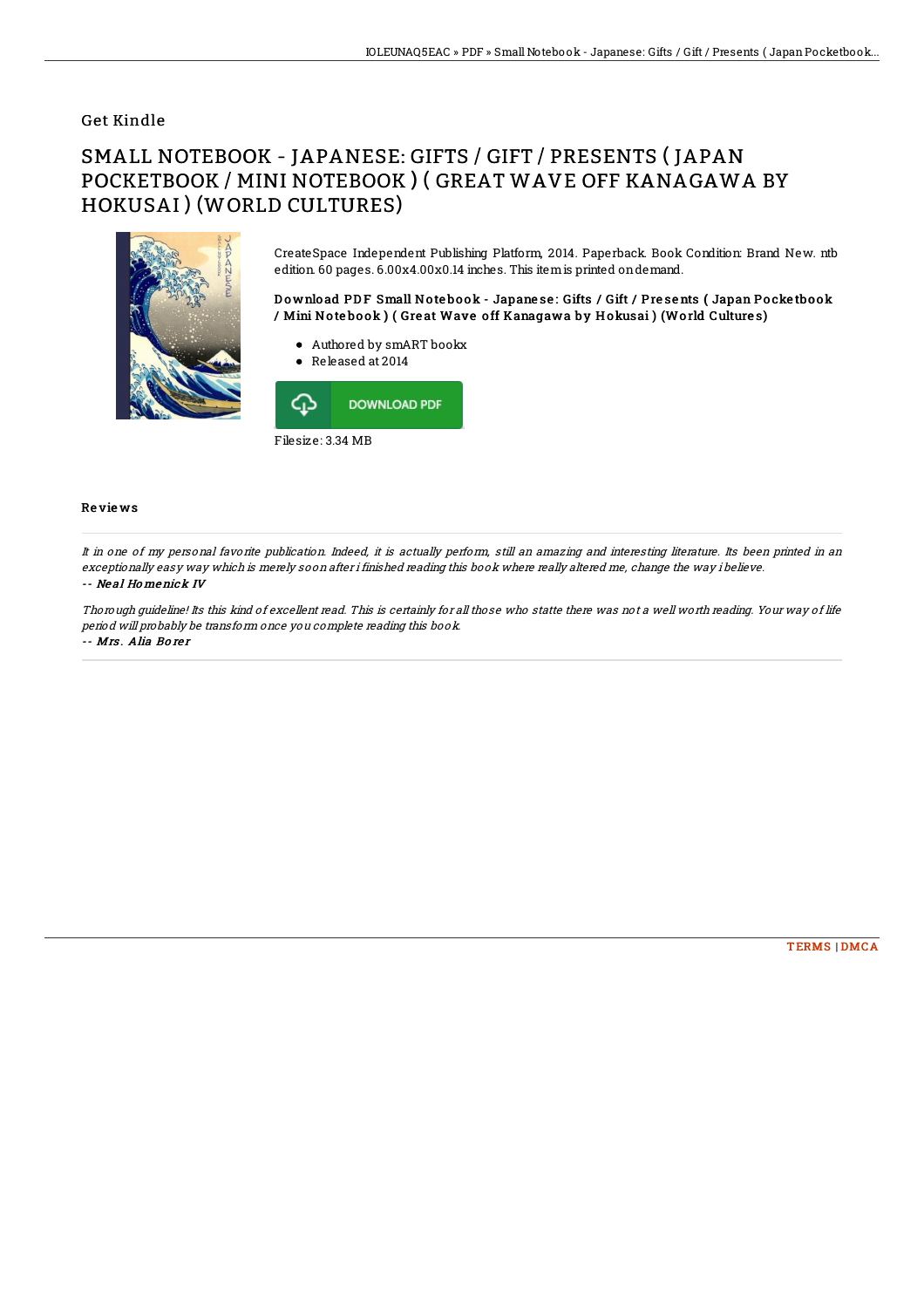Get Kindle

# SMALL NOTEBOOK - JAPANESE: GIFTS / GIFT / PRESENTS ( JAPAN POCKETBOOK / MINI NOTEBOOK ) ( GREAT WAVE OFF KANAGAWA BY HOKUSAI ) (WORLD CULTURES)

CreateSpace Independent Publishing Platform, 2014. Paperback. Book Condition: Brand New. ntb edition. 60 pages. 6.00x4.00x0.14 inches. This item is printed on demand.

**Download PDF Small Notebook - Japanese: Gifts / Gift / Presents ( Japan Pocketbook / Mini Notebook ) ( Great Wave off Kanagawa by Hokusai ) (World Cultures)**

- Authored by smART bookx
- Released at 2014

DOWNLOAD PDF

Filesize: 3.34 MB

## Reviews

*It in one of my personal favorite publication. Indeed, it is actually perform, still an amazing and interesting literature. Its been printed in an exceptionally easy way which is merely soon after i finished reading this book where really altered me, change the way i believe.*

*-- **Neal Homenick IV***

*Thorough guideline! Its this kind of excellent read. This is certainly for all those who statte there was not a well worth reading. Your way of life period will probably be transform once you complete reading this book.*

*-- **Mrs. Alia Borer***

TERMS | DMCA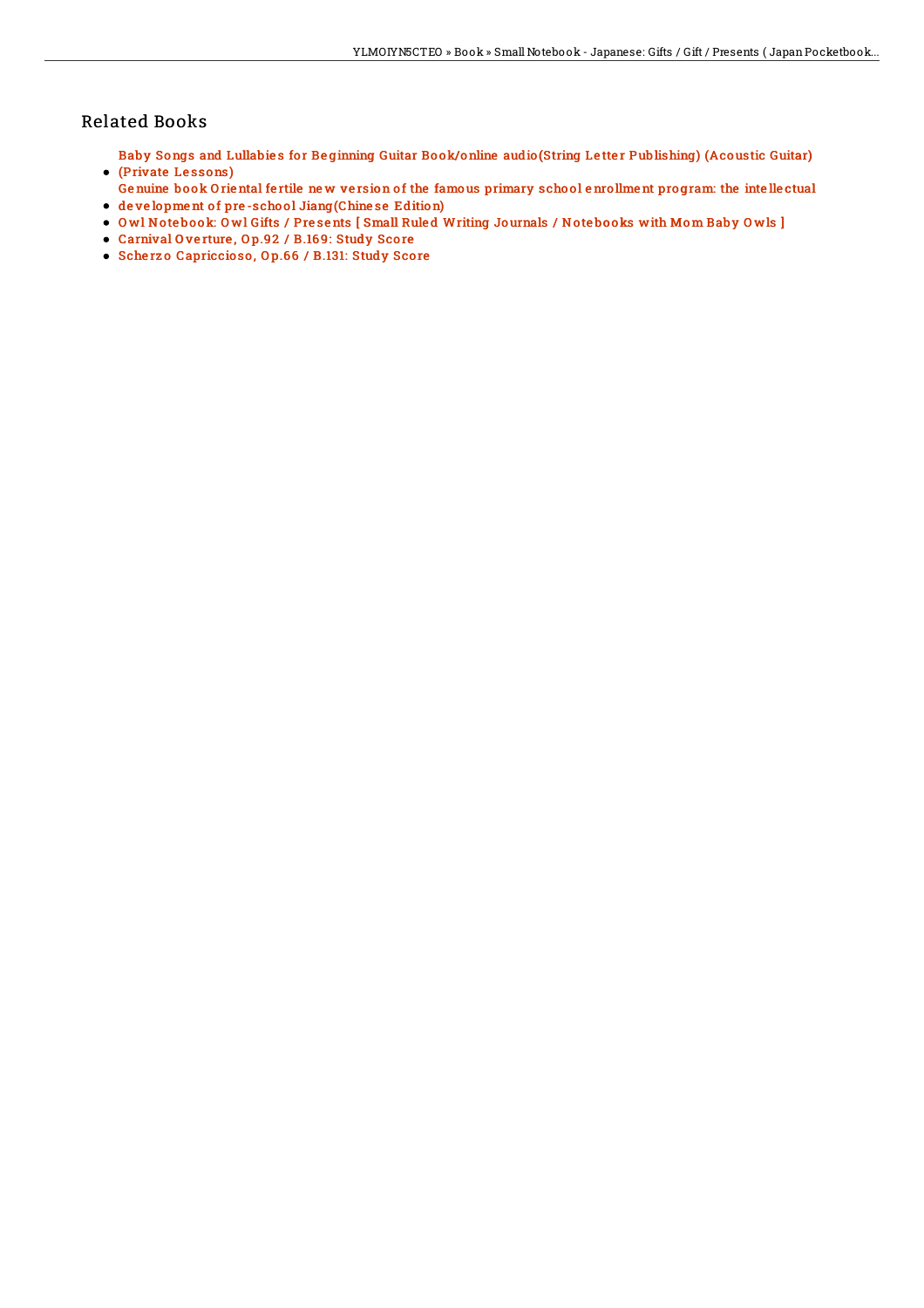## Related Books

- Baby Songs and Lullabies for Beginning Guitar Book/online audio(String Letter Publishing) (Acoustic Guitar) (Private Lessons)
- Genuine book Oriental fertile new version of the famous primary school enrollment program: the intellectual development of pre-school Jiang(Chinese Edition)
- Owl Notebook: Owl Gifts / Presents [ Small Ruled Writing Journals / Notebooks with Mom Baby Owls ]
- Carnival Overture, Op.92 / B.169: Study Score
- Scherzo Capriccioso, Op.66 / B.131: Study Score